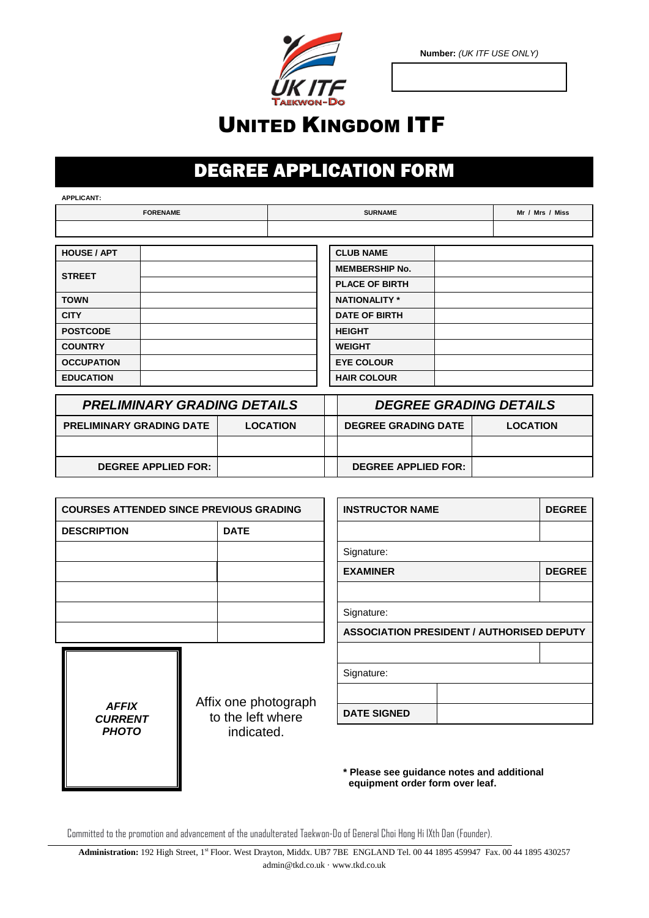**Number:** *(UK ITF USE ONLY)*

UK ITF TAEKWON-DO

# UNITED KINGDOM ITF

## DEGREE APPLICATION FORM

**APPLICANT:**

| FORENAME | SURNAME | Mr / Mrs / Miss |
|---|---|---|
| | | |

| | |
|---|---|
| **HOUSE / APT** | |
| **STREET** | |
| | |
| **TOWN** | |
| **CITY** | |
| **POSTCODE** | |
| **COUNTRY** | |
| **OCCUPATION** | |
| **EDUCATION** | |

| | |
|---|---|
| **CLUB NAME** | |
| **MEMBERSHIP No.** | |
| **PLACE OF BIRTH** | |
| **NATIONALITY *** | |
| **DATE OF BIRTH** | |
| **HEIGHT** | |
| **WEIGHT** | |
| **EYE COLOUR** | |
| **HAIR COLOUR** | |

| ***PRELIMINARY GRADING DETAILS*** | |
|---|---|
| **PRELIMINARY GRADING DATE** | **LOCATION** |
| | |
| **DEGREE APPLIED FOR:** | |

| ***DEGREE GRADING DETAILS*** | |
|---|---|
| **DEGREE GRADING DATE** | **LOCATION** |
| | |
| **DEGREE APPLIED FOR:** | |

| **COURSES ATTENDED SINCE PREVIOUS GRADING** | |
|---|---|
| **DESCRIPTION** | **DATE** |
| | |
| | |
| | |
| | |
| | |

| **INSTRUCTOR NAME** | **DEGREE** |
|---|---|
| | |
| Signature: | |
| **EXAMINER** | **DEGREE** |
| | |
| Signature: | |
| **ASSOCIATION PRESIDENT / AUTHORISED DEPUTY** | |
| | |
| Signature: | |
| | |
| **DATE SIGNED** | |

***AFFIX CURRENT PHOTO***

Affix one photograph to the left where indicated.

**\* Please see guidance notes and additional equipment order form over leaf.**

Committed to the promotion and advancement of the unadulterated Taekwon-Do of General Choi Hong Hi IXth Dan (Founder).

**Administration:** 192 High Street, 1st Floor. West Drayton, Middx. UB7 7BE ENGLAND Tel. 00 44 1895 459947 Fax. 00 44 1895 430257
admin@tkd.co.uk · www.tkd.co.uk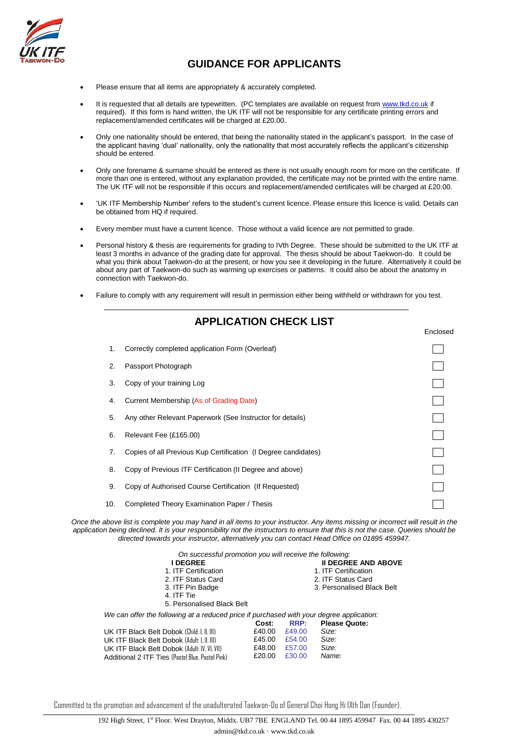## GUIDANCE FOR APPLICANTS

- Please ensure that all items are appropriately & accurately completed.
- It is requested that all details are typewritten. (PC templates are available on request from www.tkd.co.uk if required). If this form is hand written, the UK ITF will not be responsible for any certificate printing errors and replacement/amended certificates will be charged at £20.00.
- Only one nationality should be entered, that being the nationality stated in the applicant's passport. In the case of the applicant having 'dual' nationality, only the nationality that most accurately reflects the applicant's citizenship should be entered.
- Only one forename & surname should be entered as there is not usually enough room for more on the certificate. If more than one is entered, without any explanation provided, the certificate may not be printed with the entire name. The UK ITF will not be responsible if this occurs and replacement/amended certificates will be charged at £20.00.
- 'UK ITF Membership Number' refers to the student's current licence. Please ensure this licence is valid. Details can be obtained from HQ if required.
- Every member must have a current licence. Those without a valid licence are not permitted to grade.
- Personal history & thesis are requirements for grading to IVth Degree. These should be submitted to the UK ITF at least 3 months in advance of the grading date for approval. The thesis should be about Taekwon-do. It could be what you think about Taekwon-do at the present, or how you see it developing in the future. Alternatively it could be about any part of Taekwon-do such as warming up exercises or patterns. It could also be about the anatomy in connection with Taekwon-do.
- Failure to comply with any requirement will result in permission either being withheld or withdrawn for you test.

## APPLICATION CHECK LIST

| | | Enclosed |
|---|---|---|
| 1. | Correctly completed application Form (Overleaf) | ☐ |
| 2. | Passport Photograph | ☐ |
| 3. | Copy of your training Log | ☐ |
| 4. | Current Membership (As of Grading Date) | ☐ |
| 5. | Any other Relevant Paperwork (See Instructor for details) | ☐ |
| 6. | Relevant Fee (£165.00) | ☐ |
| 7. | Copies of all Previous Kup Certification (I Degree candidates) | ☐ |
| 8. | Copy of Previous ITF Certification (II Degree and above) | ☐ |
| 9. | Copy of Authorised Course Certification (If Requested) | ☐ |
| 10. | Completed Theory Examination Paper / Thesis | ☐ |

*Once the above list is complete you may hand in all items to your instructor. Any items missing or incorrect will result in the application being declined. It is your responsibility not the instructors to ensure that this is not the case. Queries should be directed towards your instructor, alternatively you can contact Head Office on 01895 459947.*

*On successful promotion you will receive the following:*

**I DEGREE**
1. ITF Certification
2. ITF Status Card
3. ITF Pin Badge
4. ITF Tie
5. Personalised Black Belt

**II DEGREE AND ABOVE**
1. ITF Certification
2. ITF Status Card
3. Personalised Black Belt

*We can offer the following at a reduced price if purchased with your degree application:*

| | Cost: | RRP: | Please Quote: |
|---|---|---|---|
| UK ITF Black Belt Dobok (Child: I, II, III) | £40.00 | £49.00 | *Size:* |
| UK ITF Black Belt Dobok (Adult: I, II, III) | £45.00 | £54.00 | *Size:* |
| UK ITF Black Belt Dobok (Adult: IV, VI, VII) | £48.00 | £57.00 | *Size:* |
| Additional 2 ITF Ties (Pastel Blue, Pastel Pink) | £20.00 | £30.00 | *Name:* |

Committed to the promotion and advancement of the unadulterated Taekwon-Do of General Choi Hong Hi IXth Dan (Founder).

192 High Street, 1st Floor. West Drayton, Middx. UB7 7BE ENGLAND Tel. 00 44 1895 459947 Fax. 00 44 1895 430257
admin@tkd.co.uk · www.tkd.co.uk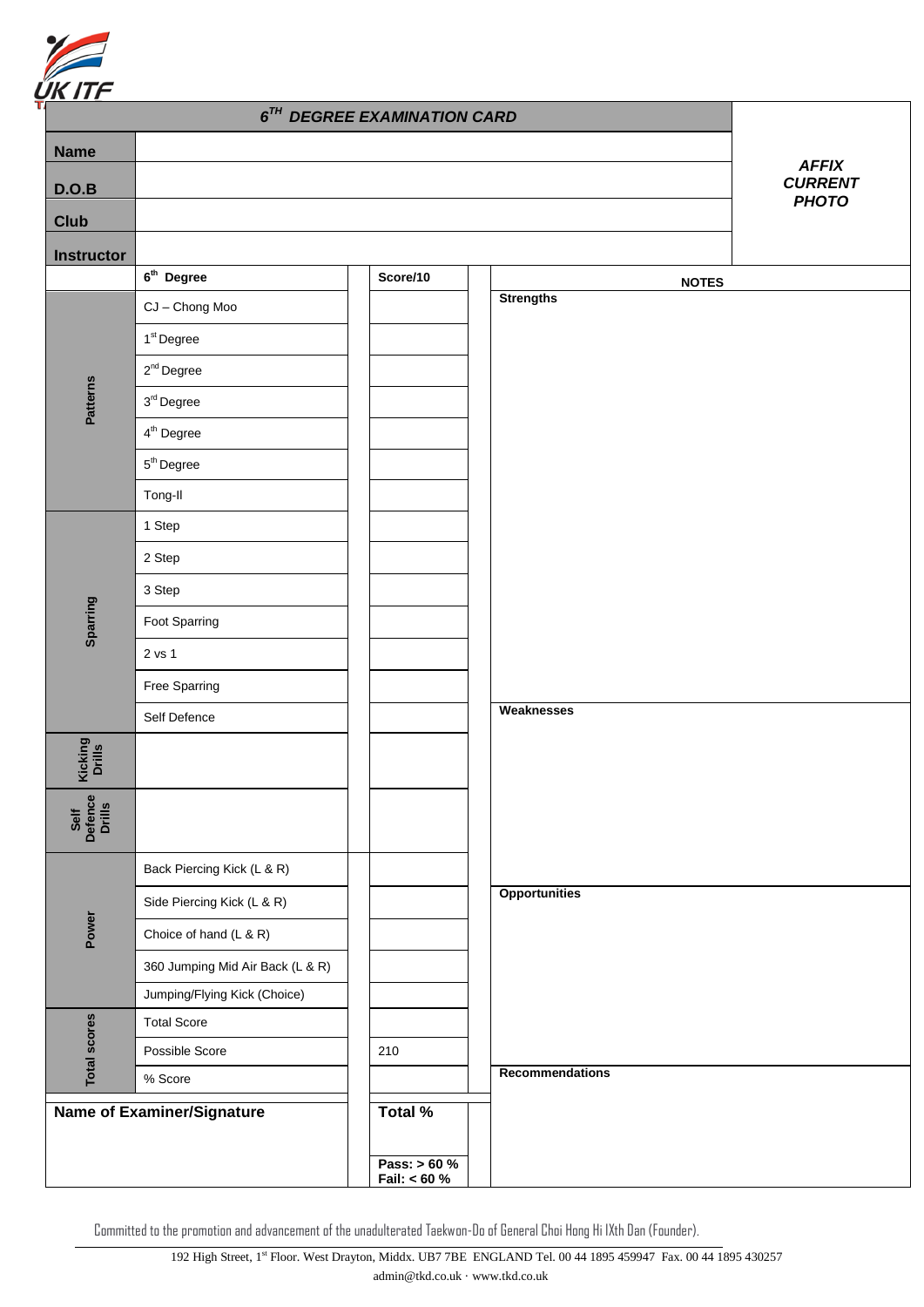UK ITF

# 6TH DEGREE EXAMINATION CARD

| | | |
|---|---|---|
| **Name** | | *AFFIX CURRENT PHOTO* |
| **D.O.B** | | |
| **Club** | | |
| **Instructor** | | |

| | 6th Degree | Score/10 |
|---|---|---|
| Patterns | CJ – Chong Moo | |
| | 1st Degree | |
| | 2nd Degree | |
| | 3rd Degree | |
| | 4th Degree | |
| | 5th Degree | |
| | Tong-Il | |
| Sparring | 1 Step | |
| | 2 Step | |
| | 3 Step | |
| | Foot Sparring | |
| | 2 vs 1 | |
| | Free Sparring | |
| | Self Defence | |
| Kicking Drills | | |
| Self Defence Drills | | |
| Power | Back Piercing Kick (L & R) | |
| | Side Piercing Kick (L & R) | |
| | Choice of hand (L & R) | |
| | 360 Jumping Mid Air Back (L & R) | |
| | Jumping/Flying Kick (Choice) | |
| Total scores | Total Score | |
| | Possible Score | 210 |
| | % Score | |
| **Name of Examiner/Signature** | | **Total %** |
| | | **Pass: > 60 %** **Fail: < 60 %** |

**NOTES**

**Strengths**

**Weaknesses**

**Opportunities**

**Recommendations**

Committed to the promotion and advancement of the unadulterated Taekwon-Do of General Choi Hong Hi IXth Dan (Founder).

192 High Street, 1st Floor. West Drayton, Middx. UB7 7BE ENGLAND Tel. 00 44 1895 459947 Fax. 00 44 1895 430257
admin@tkd.co.uk · www.tkd.co.uk